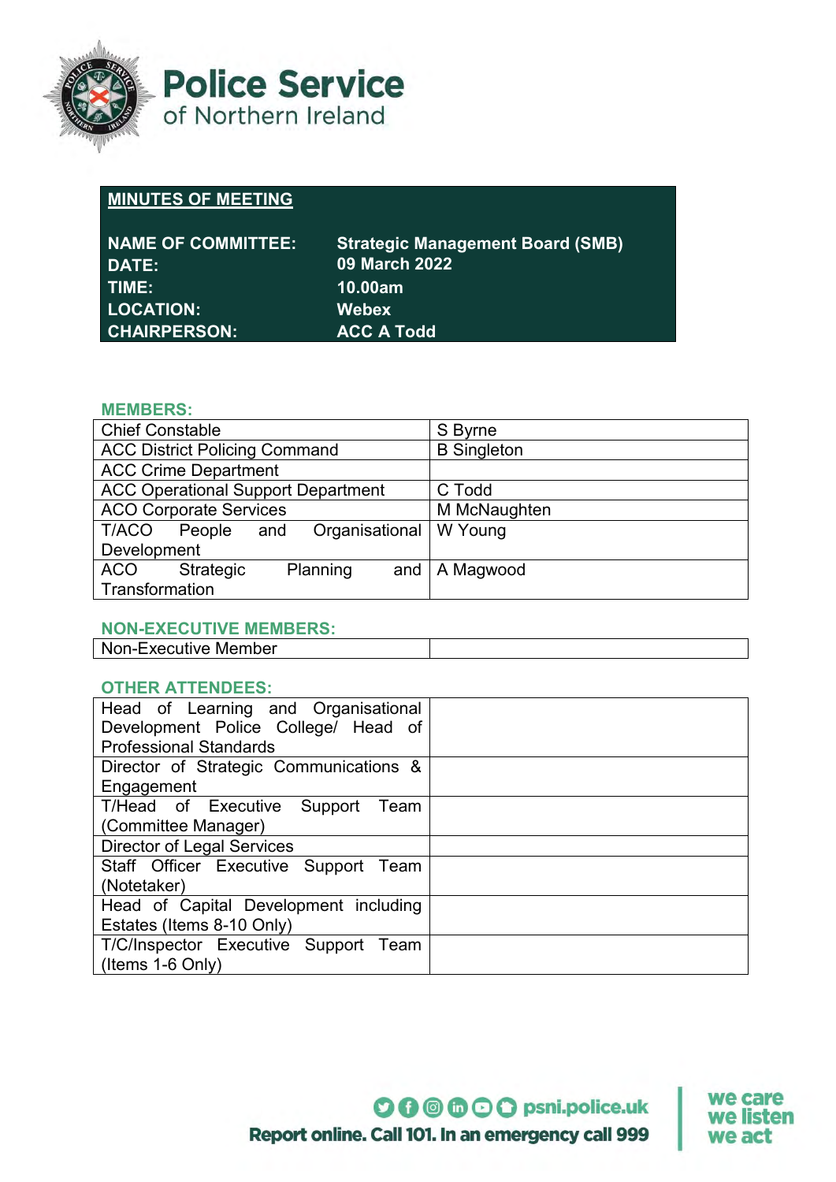# Police Service of Northern Ireland

## MINUTES OF MEETING

| | |
|---|---|
| **NAME OF COMMITTEE:** | **Strategic Management Board (SMB)** |
| **DATE:** | **09 March 2022** |
| **TIME:** | **10.00am** |
| **LOCATION:** | **Webex** |
| **CHAIRPERSON:** | **ACC A Todd** |

### MEMBERS:

| | |
|---|---|
| Chief Constable | S Byrne |
| ACC District Policing Command | B Singleton |
| ACC Crime Department | |
| ACC Operational Support Department | C Todd |
| ACO Corporate Services | M McNaughten |
| T/ACO People and Organisational Development | W Young |
| ACO Strategic Planning and Transformation | A Magwood |

### NON-EXECUTIVE MEMBERS:

| | |
|---|---|
| Non-Executive Member | |

### OTHER ATTENDEES:

| | |
|---|---|
| Head of Learning and Organisational Development Police College/ Head of Professional Standards | |
| Director of Strategic Communications & Engagement | |
| T/Head of Executive Support Team (Committee Manager) | |
| Director of Legal Services | |
| Staff Officer Executive Support Team (Notetaker) | |
| Head of Capital Development including Estates (Items 8-10 Only) | |
| T/C/Inspector Executive Support Team (Items 1-6 Only) | |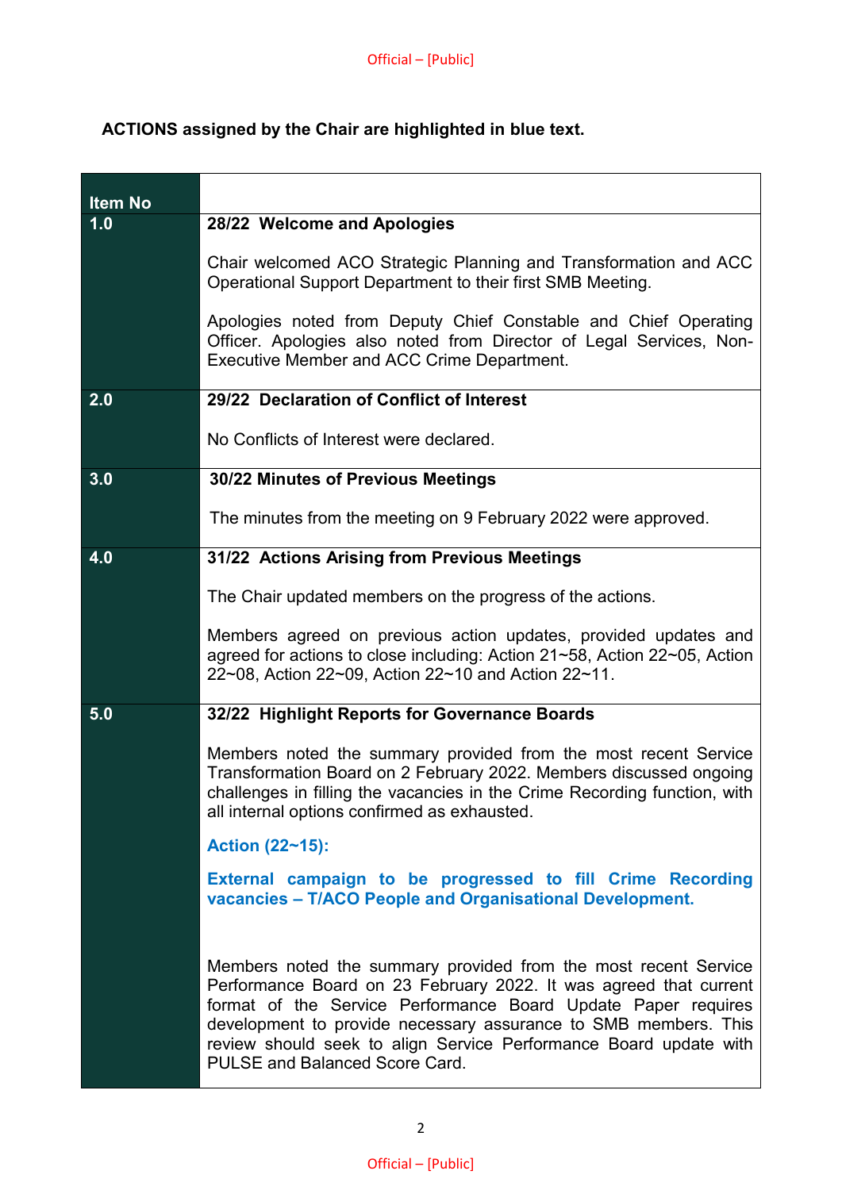**ACTIONS assigned by the Chair are highlighted in blue text.**

| Item No | |
|---|---|
| 1.0 | **28/22 Welcome and Apologies**<br><br>Chair welcomed ACO Strategic Planning and Transformation and ACC Operational Support Department to their first SMB Meeting.<br><br>Apologies noted from Deputy Chief Constable and Chief Operating Officer. Apologies also noted from Director of Legal Services, Non-Executive Member and ACC Crime Department. |
| 2.0 | **29/22 Declaration of Conflict of Interest**<br><br>No Conflicts of Interest were declared. |
| 3.0 | **30/22 Minutes of Previous Meetings**<br><br>The minutes from the meeting on 9 February 2022 were approved. |
| 4.0 | **31/22 Actions Arising from Previous Meetings**<br><br>The Chair updated members on the progress of the actions.<br><br>Members agreed on previous action updates, provided updates and agreed for actions to close including: Action 21~58, Action 22~05, Action 22~08, Action 22~09, Action 22~10 and Action 22~11. |
| 5.0 | **32/22 Highlight Reports for Governance Boards**<br><br>Members noted the summary provided from the most recent Service Transformation Board on 2 February 2022. Members discussed ongoing challenges in filling the vacancies in the Crime Recording function, with all internal options confirmed as exhausted.<br><br>**Action (22~15):**<br><br>**External campaign to be progressed to fill Crime Recording vacancies – T/ACO People and Organisational Development.**<br><br>Members noted the summary provided from the most recent Service Performance Board on 23 February 2022. It was agreed that current format of the Service Performance Board Update Paper requires development to provide necessary assurance to SMB members. This review should seek to align Service Performance Board update with PULSE and Balanced Score Card. |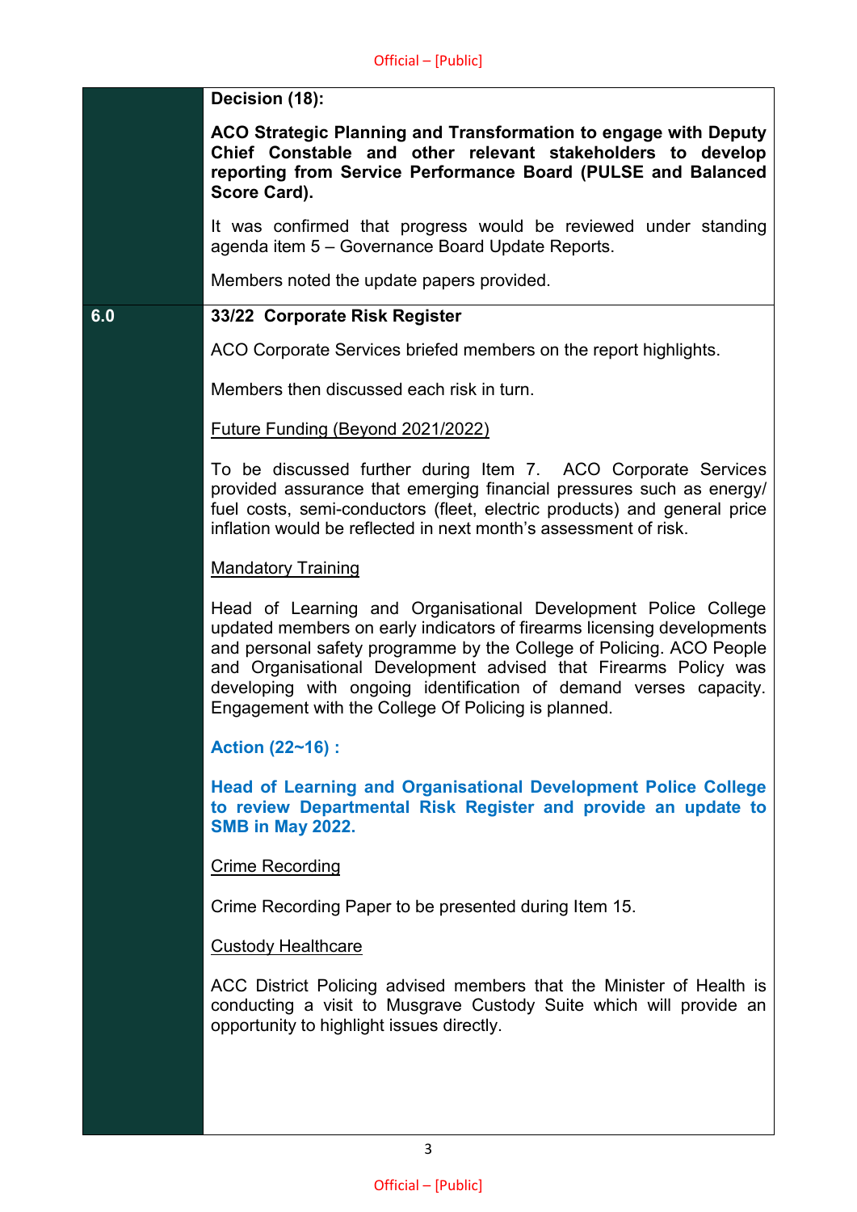**Decision (18):**

**ACO Strategic Planning and Transformation to engage with Deputy Chief Constable and other relevant stakeholders to develop reporting from Service Performance Board (PULSE and Balanced Score Card).**

It was confirmed that progress would be reviewed under standing agenda item 5 – Governance Board Update Reports.

Members noted the update papers provided.

## 6.0 33/22 Corporate Risk Register

ACO Corporate Services briefed members on the report highlights.

Members then discussed each risk in turn.

Future Funding (Beyond 2021/2022)

To be discussed further during Item 7. ACO Corporate Services provided assurance that emerging financial pressures such as energy/ fuel costs, semi-conductors (fleet, electric products) and general price inflation would be reflected in next month's assessment of risk.

Mandatory Training

Head of Learning and Organisational Development Police College updated members on early indicators of firearms licensing developments and personal safety programme by the College of Policing. ACO People and Organisational Development advised that Firearms Policy was developing with ongoing identification of demand verses capacity. Engagement with the College Of Policing is planned.

**Action (22~16) :**

**Head of Learning and Organisational Development Police College to review Departmental Risk Register and provide an update to SMB in May 2022.**

Crime Recording

Crime Recording Paper to be presented during Item 15.

Custody Healthcare

ACC District Policing advised members that the Minister of Health is conducting a visit to Musgrave Custody Suite which will provide an opportunity to highlight issues directly.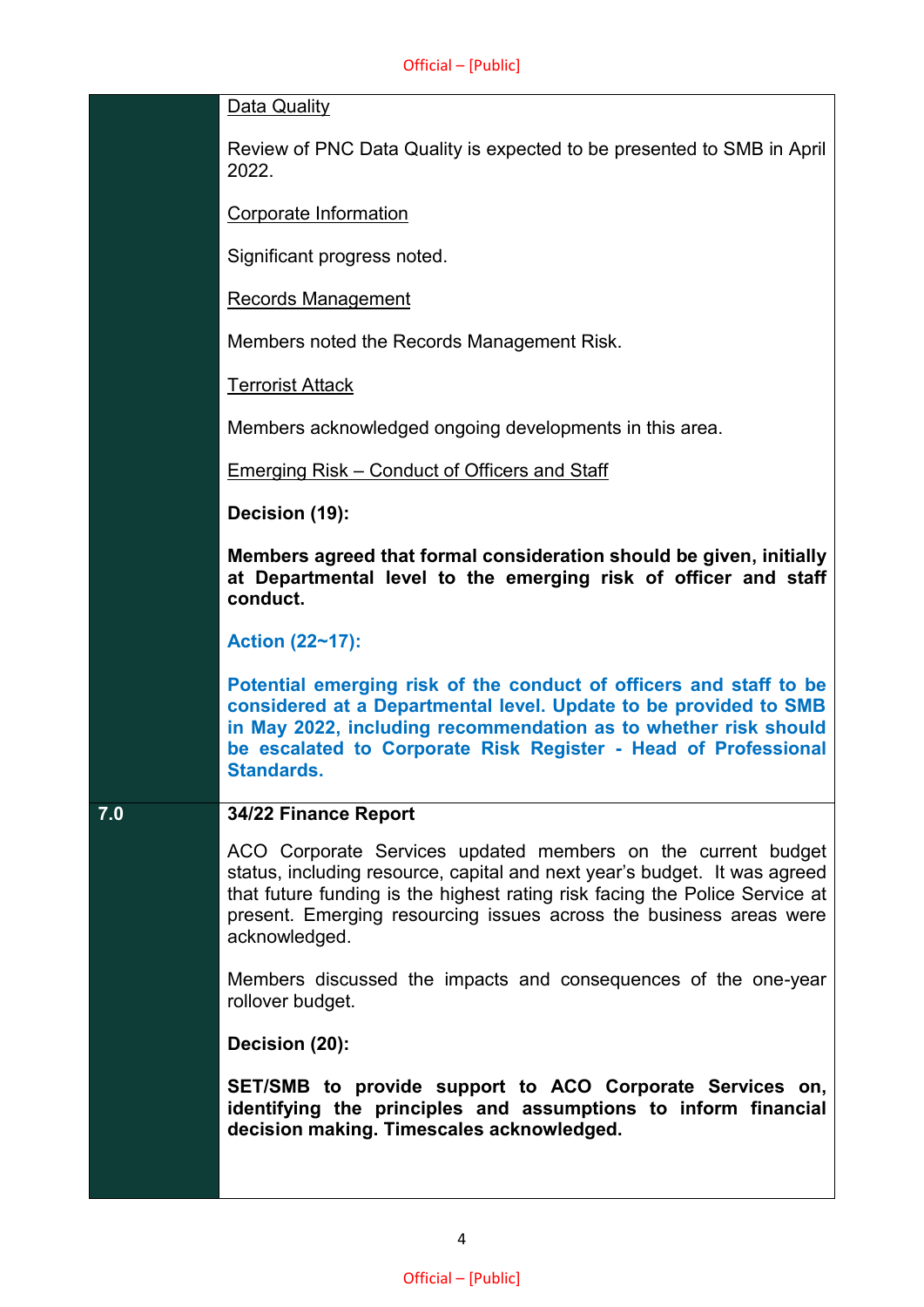| | |
|---|---|
| | <u>Data Quality</u><br><br>Review of PNC Data Quality is expected to be presented to SMB in April 2022.<br><br><u>Corporate Information</u><br><br>Significant progress noted.<br><br><u>Records Management</u><br><br>Members noted the Records Management Risk.<br><br><u>Terrorist Attack</u><br><br>Members acknowledged ongoing developments in this area.<br><br><u>Emerging Risk – Conduct of Officers and Staff</u><br><br>**Decision (19):**<br><br>**Members agreed that formal consideration should be given, initially at Departmental level to the emerging risk of officer and staff conduct.**<br><br>**Action (22~17):**<br><br>**Potential emerging risk of the conduct of officers and staff to be considered at a Departmental level. Update to be provided to SMB in May 2022, including recommendation as to whether risk should be escalated to Corporate Risk Register - Head of Professional Standards.** |
| **7.0** | **34/22 Finance Report**<br><br>ACO Corporate Services updated members on the current budget status, including resource, capital and next year's budget. It was agreed that future funding is the highest rating risk facing the Police Service at present. Emerging resourcing issues across the business areas were acknowledged.<br><br>Members discussed the impacts and consequences of the one-year rollover budget.<br><br>**Decision (20):**<br><br>**SET/SMB to provide support to ACO Corporate Services on, identifying the principles and assumptions to inform financial decision making. Timescales acknowledged.** |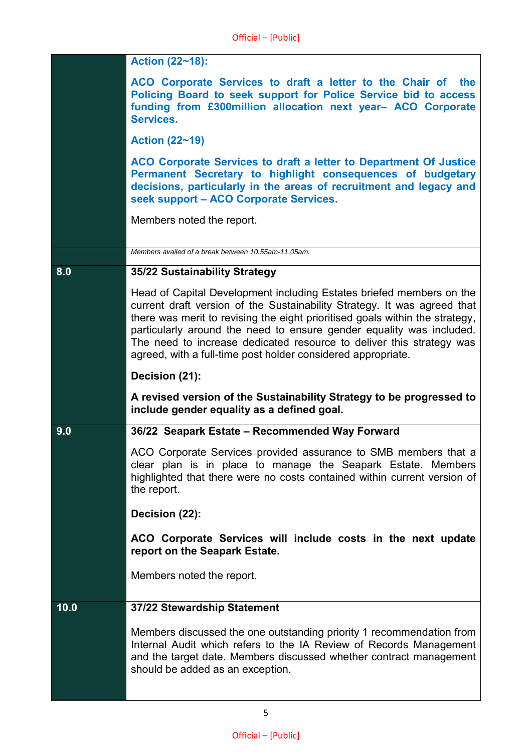| | |
|---|---|
| | **Action (22~18):**<br><br>**ACO Corporate Services to draft a letter to the Chair of the Policing Board to seek support for Police Service bid to access funding from £300million allocation next year– ACO Corporate Services.**<br><br>**Action (22~19)**<br><br>**ACO Corporate Services to draft a letter to Department Of Justice Permanent Secretary to highlight consequences of budgetary decisions, particularly in the areas of recruitment and legacy and seek support – ACO Corporate Services.**<br><br>Members noted the report. |
| | *Members availed of a break between 10.55am-11.05am.* |
| **8.0** | **35/22 Sustainability Strategy**<br><br>Head of Capital Development including Estates briefed members on the current draft version of the Sustainability Strategy. It was agreed that there was merit to revising the eight prioritised goals within the strategy, particularly around the need to ensure gender equality was included. The need to increase dedicated resource to deliver this strategy was agreed, with a full-time post holder considered appropriate.<br><br>**Decision (21):**<br><br>**A revised version of the Sustainability Strategy to be progressed to include gender equality as a defined goal.** |
| **9.0** | **36/22 Seapark Estate – Recommended Way Forward**<br><br>ACO Corporate Services provided assurance to SMB members that a clear plan is in place to manage the Seapark Estate. Members highlighted that there were no costs contained within current version of the report.<br><br>**Decision (22):**<br><br>**ACO Corporate Services will include costs in the next update report on the Seapark Estate.**<br><br>Members noted the report. |
| **10.0** | **37/22 Stewardship Statement**<br><br>Members discussed the one outstanding priority 1 recommendation from Internal Audit which refers to the IA Review of Records Management and the target date. Members discussed whether contract management should be added as an exception. |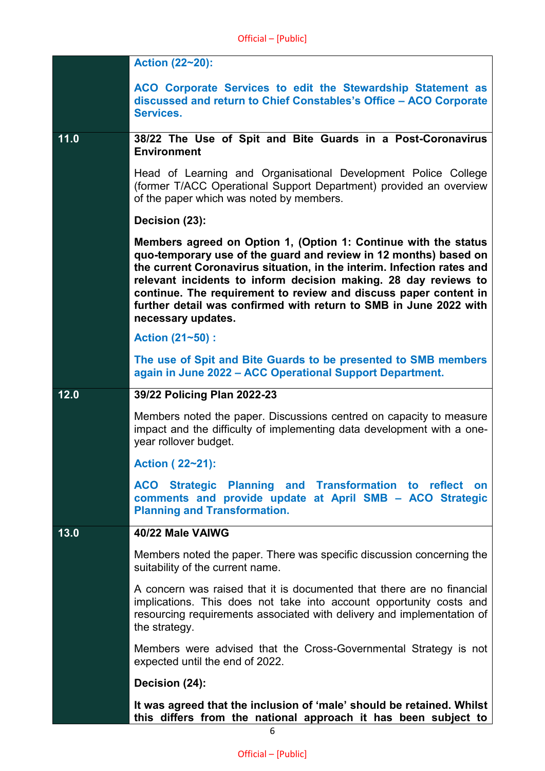| | |
|---|---|
| | **Action (22~20):**<br><br>**ACO Corporate Services to edit the Stewardship Statement as discussed and return to Chief Constables's Office – ACO Corporate Services.** |
| **11.0** | **38/22 The Use of Spit and Bite Guards in a Post-Coronavirus Environment**<br><br>Head of Learning and Organisational Development Police College (former T/ACC Operational Support Department) provided an overview of the paper which was noted by members.<br><br>**Decision (23):**<br><br>**Members agreed on Option 1, (Option 1: Continue with the status quo-temporary use of the guard and review in 12 months) based on the current Coronavirus situation, in the interim. Infection rates and relevant incidents to inform decision making. 28 day reviews to continue. The requirement to review and discuss paper content in further detail was confirmed with return to SMB in June 2022 with necessary updates.**<br><br>**Action (21~50) :**<br><br>**The use of Spit and Bite Guards to be presented to SMB members again in June 2022 – ACC Operational Support Department.** |
| **12.0** | **39/22 Policing Plan 2022-23**<br><br>Members noted the paper. Discussions centred on capacity to measure impact and the difficulty of implementing data development with a one-year rollover budget.<br><br>**Action ( 22~21):**<br><br>**ACO Strategic Planning and Transformation to reflect on comments and provide update at April SMB – ACO Strategic Planning and Transformation.** |
| **13.0** | **40/22 Male VAIWG**<br><br>Members noted the paper. There was specific discussion concerning the suitability of the current name.<br><br>A concern was raised that it is documented that there are no financial implications. This does not take into account opportunity costs and resourcing requirements associated with delivery and implementation of the strategy.<br><br>Members were advised that the Cross-Governmental Strategy is not expected until the end of 2022.<br><br>**Decision (24):**<br><br>**It was agreed that the inclusion of 'male' should be retained. Whilst this differs from the national approach it has been subject to** |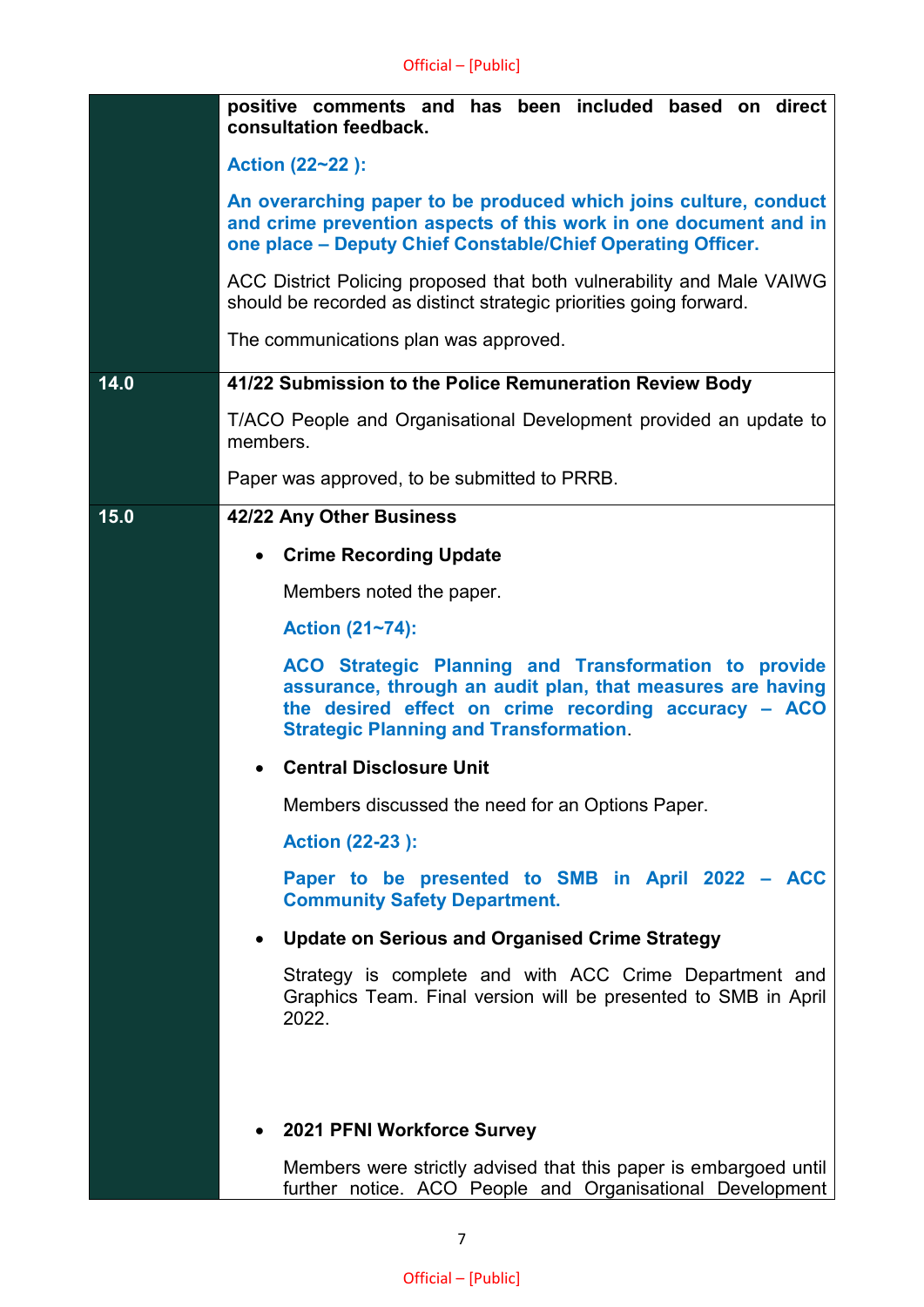| | |
|---|---|
| | **positive comments and has been included based on direct consultation feedback.**<br><br>**Action (22~22 ):**<br><br>**An overarching paper to be produced which joins culture, conduct and crime prevention aspects of this work in one document and in one place – Deputy Chief Constable/Chief Operating Officer.**<br><br>ACC District Policing proposed that both vulnerability and Male VAIWG should be recorded as distinct strategic priorities going forward.<br><br>The communications plan was approved. |
| **14.0** | **41/22 Submission to the Police Remuneration Review Body**<br><br>T/ACO People and Organisational Development provided an update to members.<br><br>Paper was approved, to be submitted to PRRB. |
| **15.0** | **42/22 Any Other Business**<br><br>• **Crime Recording Update**<br><br>Members noted the paper.<br><br>**Action (21~74):**<br><br>**ACO Strategic Planning and Transformation to provide assurance, through an audit plan, that measures are having the desired effect on crime recording accuracy – ACO Strategic Planning and Transformation**.<br><br>• **Central Disclosure Unit**<br><br>Members discussed the need for an Options Paper.<br><br>**Action (22-23 ):**<br><br>**Paper to be presented to SMB in April 2022 – ACC Community Safety Department.**<br><br>• **Update on Serious and Organised Crime Strategy**<br><br>Strategy is complete and with ACC Crime Department and Graphics Team. Final version will be presented to SMB in April 2022.<br><br>• **2021 PFNI Workforce Survey**<br><br>Members were strictly advised that this paper is embargoed until further notice. ACO People and Organisational Development |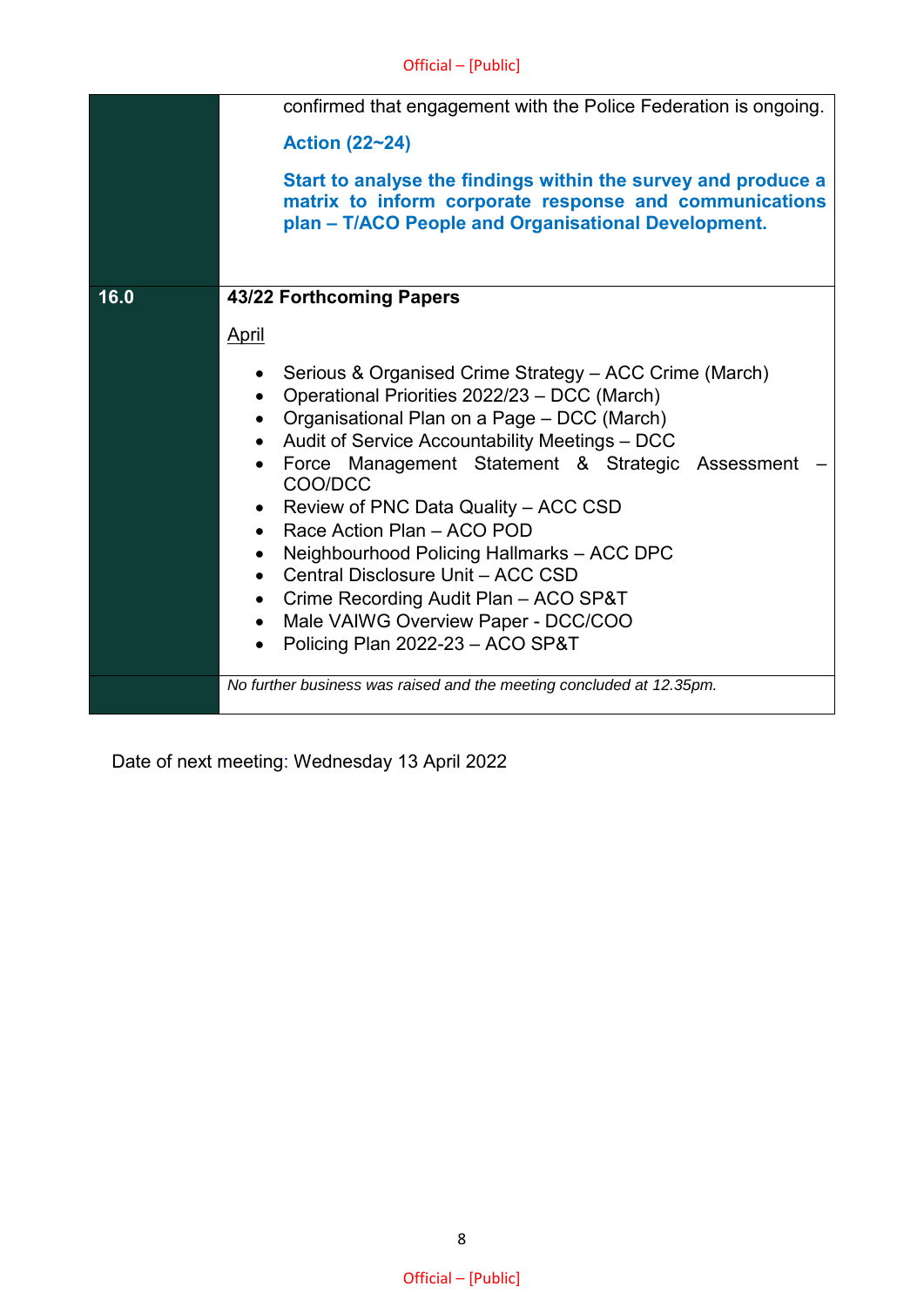| | |
|---|---|
| | confirmed that engagement with the Police Federation is ongoing.<br><br>**Action (22~24)**<br><br>**Start to analyse the findings within the survey and produce a matrix to inform corporate response and communications plan – T/ACO People and Organisational Development.** |
| **16.0** | **43/22 Forthcoming Papers**<br><br>April<br><br>• Serious & Organised Crime Strategy – ACC Crime (March)<br>• Operational Priorities 2022/23 – DCC (March)<br>• Organisational Plan on a Page – DCC (March)<br>• Audit of Service Accountability Meetings – DCC<br>• Force Management Statement & Strategic Assessment – COO/DCC<br>• Review of PNC Data Quality – ACC CSD<br>• Race Action Plan – ACO POD<br>• Neighbourhood Policing Hallmarks – ACC DPC<br>• Central Disclosure Unit – ACC CSD<br>• Crime Recording Audit Plan – ACO SP&T<br>• Male VAIWG Overview Paper - DCC/COO<br>• Policing Plan 2022-23 – ACO SP&T |
| | *No further business was raised and the meeting concluded at 12.35pm.* |

Date of next meeting: Wednesday 13 April 2022